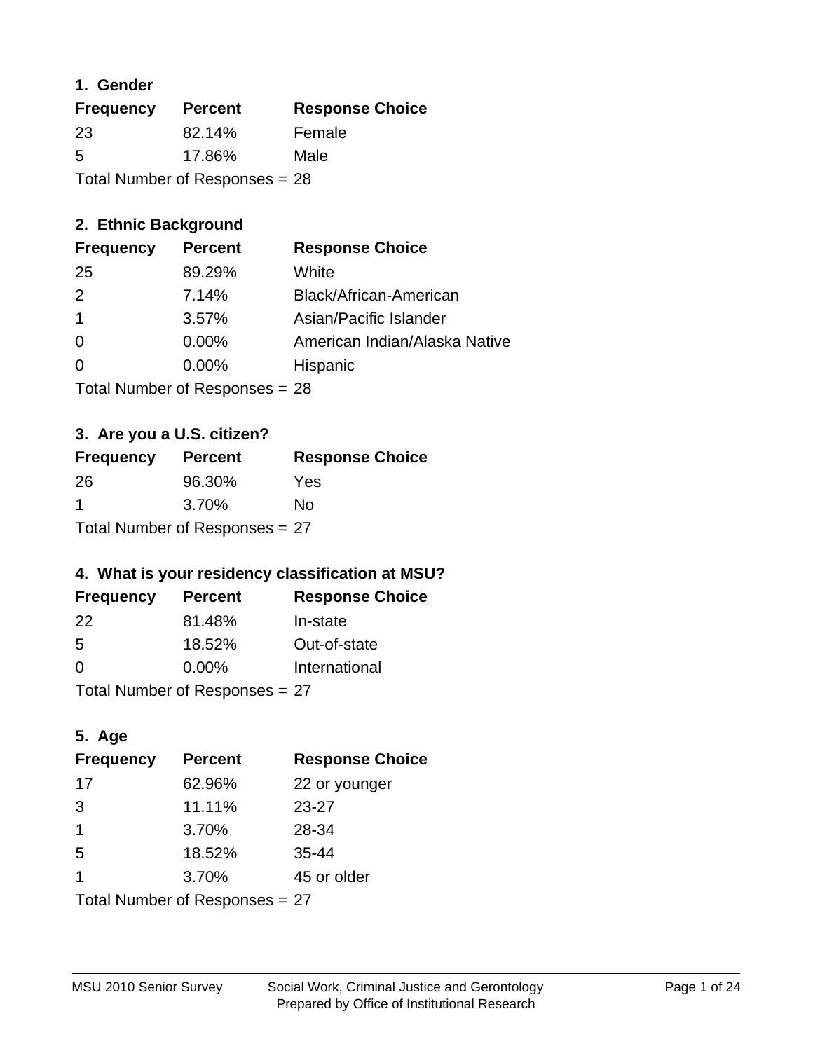## 1. Gender

| Frequency | Percent | Response Choice |
|---|---|---|
| 23 | 82.14% | Female |
| 5 | 17.86% | Male |

Total Number of Responses = 28

## 2. Ethnic Background

| Frequency | Percent | Response Choice |
|---|---|---|
| 25 | 89.29% | White |
| 2 | 7.14% | Black/African-American |
| 1 | 3.57% | Asian/Pacific Islander |
| 0 | 0.00% | American Indian/Alaska Native |
| 0 | 0.00% | Hispanic |

Total Number of Responses = 28

## 3. Are you a U.S. citizen?

| Frequency | Percent | Response Choice |
|---|---|---|
| 26 | 96.30% | Yes |
| 1 | 3.70% | No |

Total Number of Responses = 27

## 4. What is your residency classification at MSU?

| Frequency | Percent | Response Choice |
|---|---|---|
| 22 | 81.48% | In-state |
| 5 | 18.52% | Out-of-state |
| 0 | 0.00% | International |

Total Number of Responses = 27

## 5. Age

| Frequency | Percent | Response Choice |
|---|---|---|
| 17 | 62.96% | 22 or younger |
| 3 | 11.11% | 23-27 |
| 1 | 3.70% | 28-34 |
| 5 | 18.52% | 35-44 |
| 1 | 3.70% | 45 or older |

Total Number of Responses = 27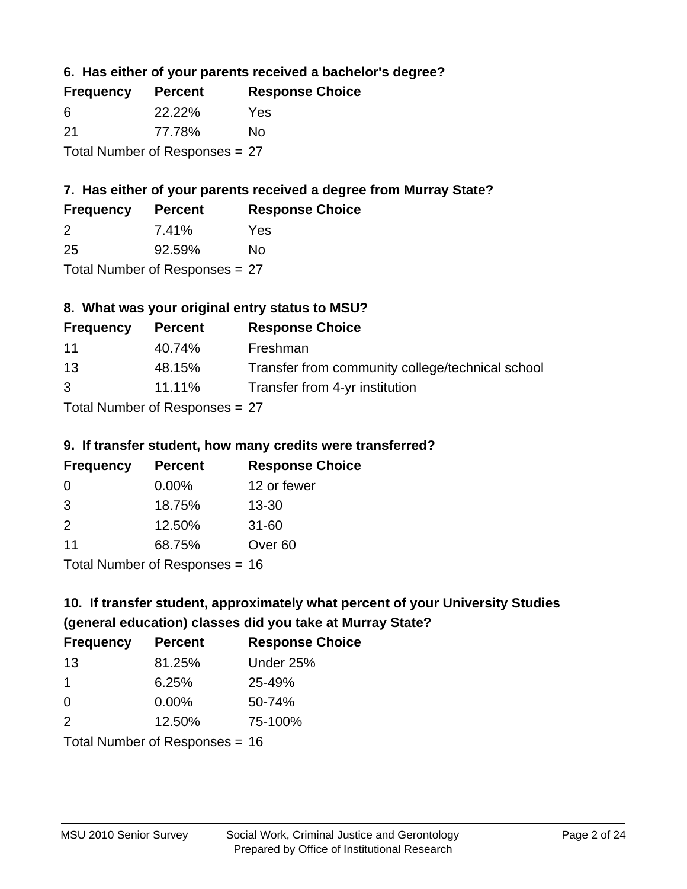### 6. Has either of your parents received a bachelor's degree?

| Frequency | Percent | Response Choice |
|---|---|---|
| 6 | 22.22% | Yes |
| 21 | 77.78% | No |

Total Number of Responses = 27

### 7. Has either of your parents received a degree from Murray State?

| Frequency | Percent | Response Choice |
|---|---|---|
| 2 | 7.41% | Yes |
| 25 | 92.59% | No |

Total Number of Responses = 27

### 8. What was your original entry status to MSU?

| Frequency | Percent | Response Choice |
|---|---|---|
| 11 | 40.74% | Freshman |
| 13 | 48.15% | Transfer from community college/technical school |
| 3 | 11.11% | Transfer from 4-yr institution |

Total Number of Responses = 27

### 9. If transfer student, how many credits were transferred?

| Frequency | Percent | Response Choice |
|---|---|---|
| 0 | 0.00% | 12 or fewer |
| 3 | 18.75% | 13-30 |
| 2 | 12.50% | 31-60 |
| 11 | 68.75% | Over 60 |

Total Number of Responses = 16

### 10. If transfer student, approximately what percent of your University Studies (general education) classes did you take at Murray State?

| Frequency | Percent | Response Choice |
|---|---|---|
| 13 | 81.25% | Under 25% |
| 1 | 6.25% | 25-49% |
| 0 | 0.00% | 50-74% |
| 2 | 12.50% | 75-100% |

Total Number of Responses = 16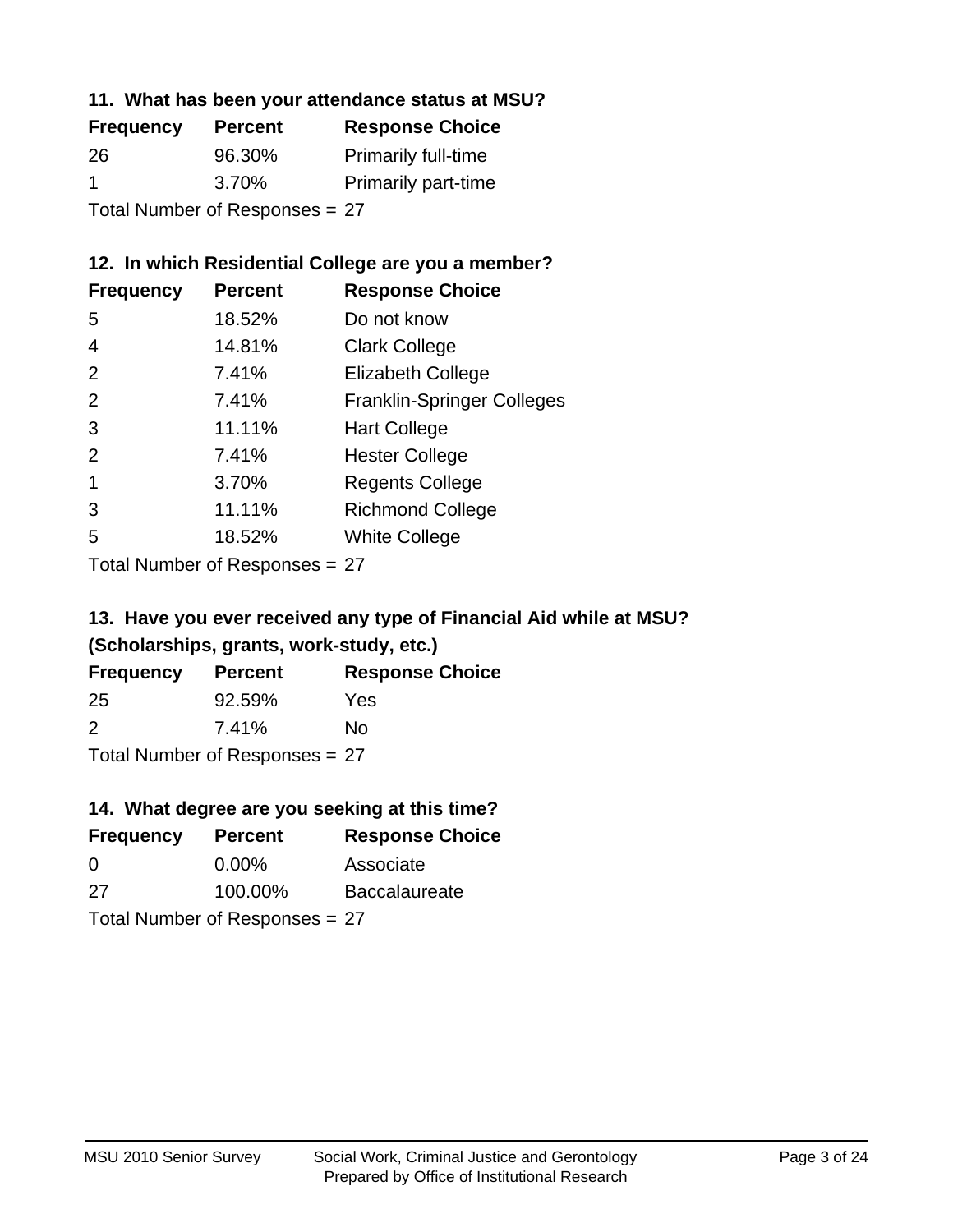### 11. What has been your attendance status at MSU?

| Frequency | Percent | Response Choice |
|---|---|---|
| 26 | 96.30% | Primarily full-time |
| 1 | 3.70% | Primarily part-time |

Total Number of Responses = 27

### 12. In which Residential College are you a member?

| Frequency | Percent | Response Choice |
|---|---|---|
| 5 | 18.52% | Do not know |
| 4 | 14.81% | Clark College |
| 2 | 7.41% | Elizabeth College |
| 2 | 7.41% | Franklin-Springer Colleges |
| 3 | 11.11% | Hart College |
| 2 | 7.41% | Hester College |
| 1 | 3.70% | Regents College |
| 3 | 11.11% | Richmond College |
| 5 | 18.52% | White College |

Total Number of Responses = 27

### 13. Have you ever received any type of Financial Aid while at MSU? (Scholarships, grants, work-study, etc.)

| Frequency | Percent | Response Choice |
|---|---|---|
| 25 | 92.59% | Yes |
| 2 | 7.41% | No |

Total Number of Responses = 27

### 14. What degree are you seeking at this time?

| Frequency | Percent | Response Choice |
|---|---|---|
| 0 | 0.00% | Associate |
| 27 | 100.00% | Baccalaureate |

Total Number of Responses = 27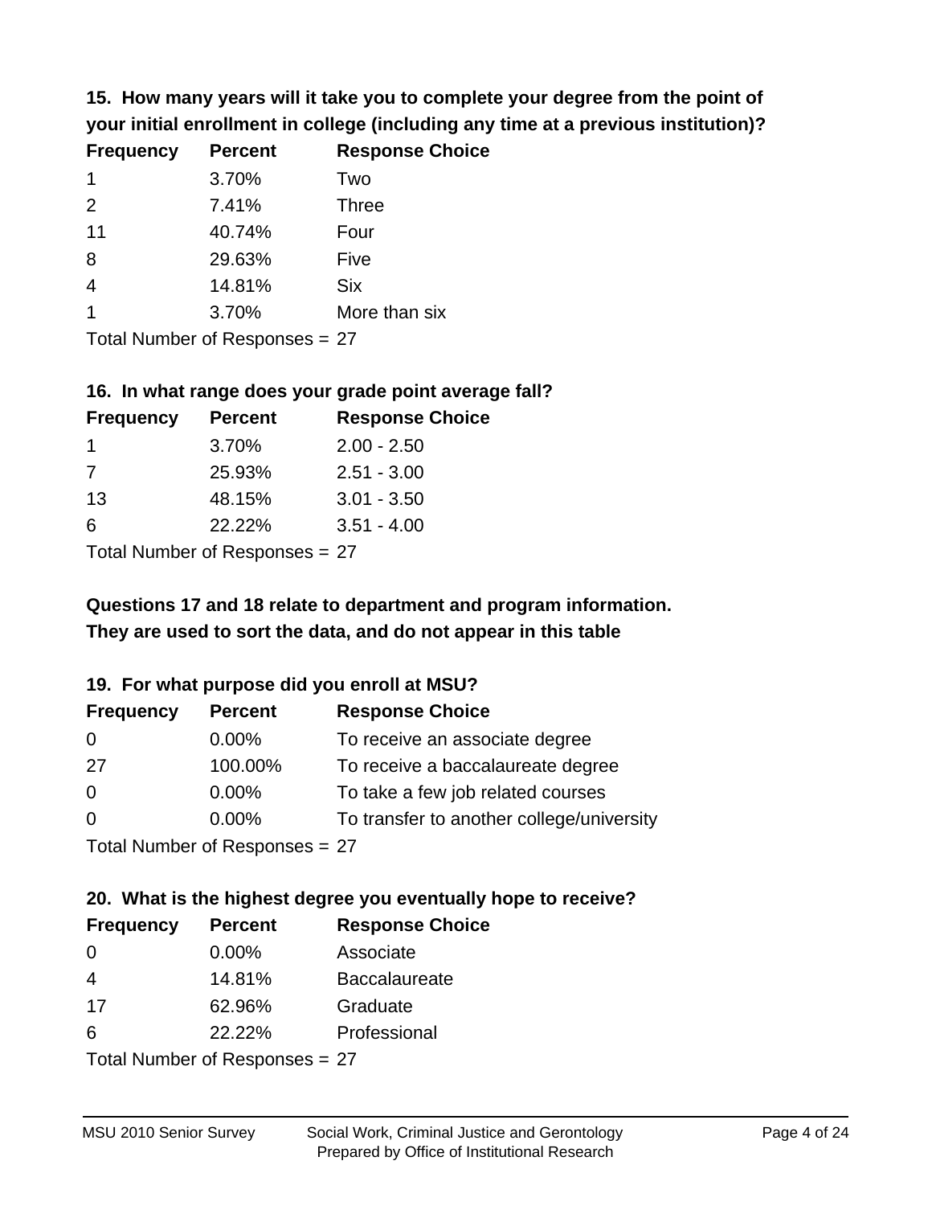### 15. How many years will it take you to complete your degree from the point of your initial enrollment in college (including any time at a previous institution)?

| Frequency | Percent | Response Choice |
|---|---|---|
| 1 | 3.70% | Two |
| 2 | 7.41% | Three |
| 11 | 40.74% | Four |
| 8 | 29.63% | Five |
| 4 | 14.81% | Six |
| 1 | 3.70% | More than six |

Total Number of Responses = 27

### 16. In what range does your grade point average fall?

| Frequency | Percent | Response Choice |
|---|---|---|
| 1 | 3.70% | 2.00 - 2.50 |
| 7 | 25.93% | 2.51 - 3.00 |
| 13 | 48.15% | 3.01 - 3.50 |
| 6 | 22.22% | 3.51 - 4.00 |

Total Number of Responses = 27

**Questions 17 and 18 relate to department and program information. They are used to sort the data, and do not appear in this table**

### 19. For what purpose did you enroll at MSU?

| Frequency | Percent | Response Choice |
|---|---|---|
| 0 | 0.00% | To receive an associate degree |
| 27 | 100.00% | To receive a baccalaureate degree |
| 0 | 0.00% | To take a few job related courses |
| 0 | 0.00% | To transfer to another college/university |

Total Number of Responses = 27

### 20. What is the highest degree you eventually hope to receive?

| Frequency | Percent | Response Choice |
|---|---|---|
| 0 | 0.00% | Associate |
| 4 | 14.81% | Baccalaureate |
| 17 | 62.96% | Graduate |
| 6 | 22.22% | Professional |

Total Number of Responses = 27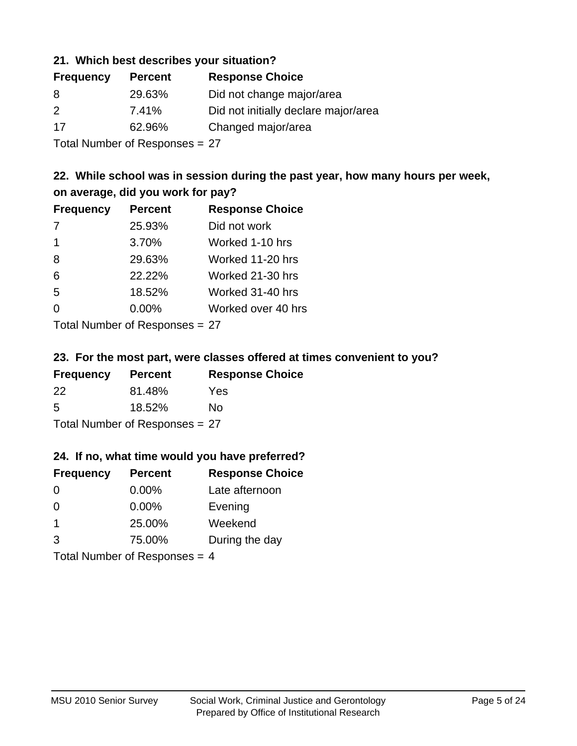### 21. Which best describes your situation?

| Frequency | Percent | Response Choice |
|---|---|---|
| 8 | 29.63% | Did not change major/area |
| 2 | 7.41% | Did not initially declare major/area |
| 17 | 62.96% | Changed major/area |

Total Number of Responses = 27

### 22. While school was in session during the past year, how many hours per week, on average, did you work for pay?

| Frequency | Percent | Response Choice |
|---|---|---|
| 7 | 25.93% | Did not work |
| 1 | 3.70% | Worked 1-10 hrs |
| 8 | 29.63% | Worked 11-20 hrs |
| 6 | 22.22% | Worked 21-30 hrs |
| 5 | 18.52% | Worked 31-40 hrs |
| 0 | 0.00% | Worked over 40 hrs |

Total Number of Responses = 27

### 23. For the most part, were classes offered at times convenient to you?

| Frequency | Percent | Response Choice |
|---|---|---|
| 22 | 81.48% | Yes |
| 5 | 18.52% | No |

Total Number of Responses = 27

### 24. If no, what time would you have preferred?

| Frequency | Percent | Response Choice |
|---|---|---|
| 0 | 0.00% | Late afternoon |
| 0 | 0.00% | Evening |
| 1 | 25.00% | Weekend |
| 3 | 75.00% | During the day |

Total Number of Responses = 4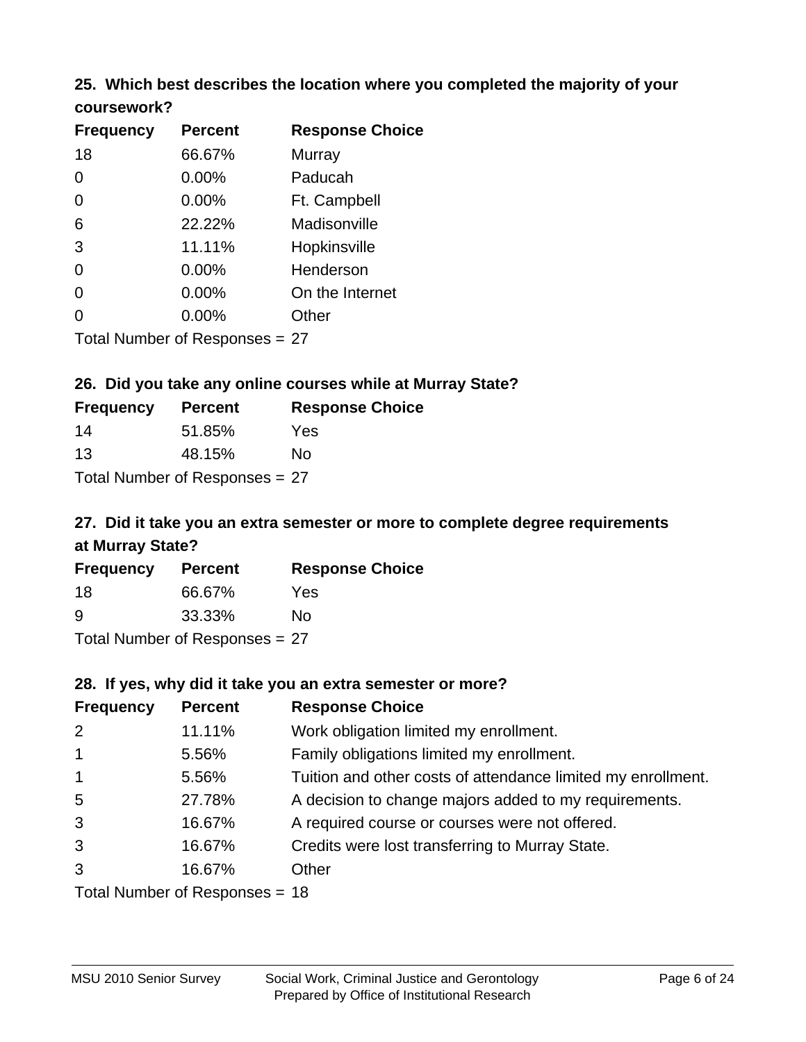### 25. Which best describes the location where you completed the majority of your coursework?

| Frequency | Percent | Response Choice |
|---|---|---|
| 18 | 66.67% | Murray |
| 0 | 0.00% | Paducah |
| 0 | 0.00% | Ft. Campbell |
| 6 | 22.22% | Madisonville |
| 3 | 11.11% | Hopkinsville |
| 0 | 0.00% | Henderson |
| 0 | 0.00% | On the Internet |
| 0 | 0.00% | Other |

Total Number of Responses = 27

### 26. Did you take any online courses while at Murray State?

| Frequency | Percent | Response Choice |
|---|---|---|
| 14 | 51.85% | Yes |
| 13 | 48.15% | No |

Total Number of Responses = 27

### 27. Did it take you an extra semester or more to complete degree requirements at Murray State?

| Frequency | Percent | Response Choice |
|---|---|---|
| 18 | 66.67% | Yes |
| 9 | 33.33% | No |

Total Number of Responses = 27

### 28. If yes, why did it take you an extra semester or more?

| Frequency | Percent | Response Choice |
|---|---|---|
| 2 | 11.11% | Work obligation limited my enrollment. |
| 1 | 5.56% | Family obligations limited my enrollment. |
| 1 | 5.56% | Tuition and other costs of attendance limited my enrollment. |
| 5 | 27.78% | A decision to change majors added to my requirements. |
| 3 | 16.67% | A required course or courses were not offered. |
| 3 | 16.67% | Credits were lost transferring to Murray State. |
| 3 | 16.67% | Other |

Total Number of Responses = 18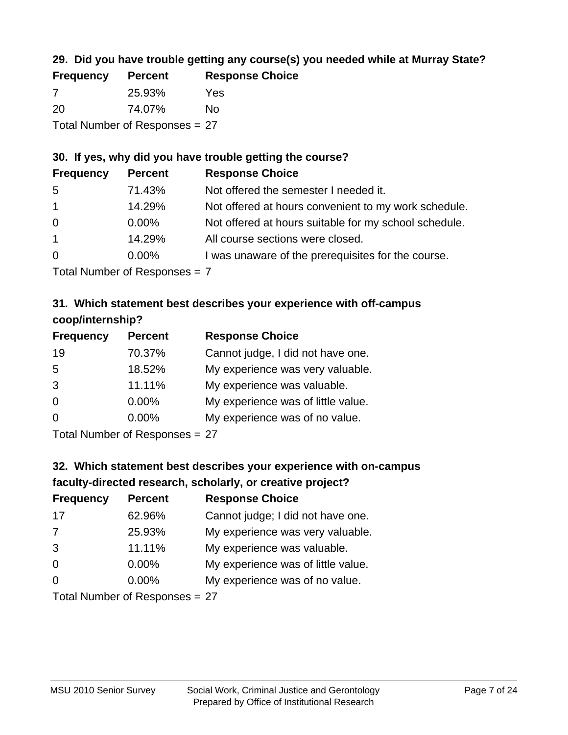### 29. Did you have trouble getting any course(s) you needed while at Murray State?

| Frequency | Percent | Response Choice |
|---|---|---|
| 7 | 25.93% | Yes |
| 20 | 74.07% | No |

Total Number of Responses = 27

### 30. If yes, why did you have trouble getting the course?

| Frequency | Percent | Response Choice |
|---|---|---|
| 5 | 71.43% | Not offered the semester I needed it. |
| 1 | 14.29% | Not offered at hours convenient to my work schedule. |
| 0 | 0.00% | Not offered at hours suitable for my school schedule. |
| 1 | 14.29% | All course sections were closed. |
| 0 | 0.00% | I was unaware of the prerequisites for the course. |

Total Number of Responses = 7

### 31. Which statement best describes your experience with off-campus coop/internship?

| Frequency | Percent | Response Choice |
|---|---|---|
| 19 | 70.37% | Cannot judge, I did not have one. |
| 5 | 18.52% | My experience was very valuable. |
| 3 | 11.11% | My experience was valuable. |
| 0 | 0.00% | My experience was of little value. |
| 0 | 0.00% | My experience was of no value. |

Total Number of Responses = 27

### 32. Which statement best describes your experience with on-campus faculty-directed research, scholarly, or creative project?

| Frequency | Percent | Response Choice |
|---|---|---|
| 17 | 62.96% | Cannot judge; I did not have one. |
| 7 | 25.93% | My experience was very valuable. |
| 3 | 11.11% | My experience was valuable. |
| 0 | 0.00% | My experience was of little value. |
| 0 | 0.00% | My experience was of no value. |

Total Number of Responses = 27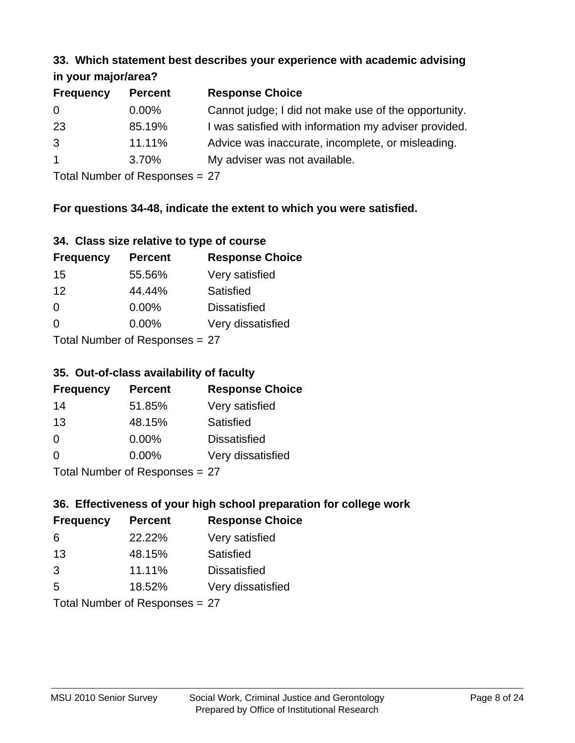### 33. Which statement best describes your experience with academic advising in your major/area?

| Frequency | Percent | Response Choice |
|---|---|---|
| 0 | 0.00% | Cannot judge; I did not make use of the opportunity. |
| 23 | 85.19% | I was satisfied with information my adviser provided. |
| 3 | 11.11% | Advice was inaccurate, incomplete, or misleading. |
| 1 | 3.70% | My adviser was not available. |

Total Number of Responses = 27

**For questions 34-48, indicate the extent to which you were satisfied.**

### 34. Class size relative to type of course

| Frequency | Percent | Response Choice |
|---|---|---|
| 15 | 55.56% | Very satisfied |
| 12 | 44.44% | Satisfied |
| 0 | 0.00% | Dissatisfied |
| 0 | 0.00% | Very dissatisfied |

Total Number of Responses = 27

### 35. Out-of-class availability of faculty

| Frequency | Percent | Response Choice |
|---|---|---|
| 14 | 51.85% | Very satisfied |
| 13 | 48.15% | Satisfied |
| 0 | 0.00% | Dissatisfied |
| 0 | 0.00% | Very dissatisfied |

Total Number of Responses = 27

### 36. Effectiveness of your high school preparation for college work

| Frequency | Percent | Response Choice |
|---|---|---|
| 6 | 22.22% | Very satisfied |
| 13 | 48.15% | Satisfied |
| 3 | 11.11% | Dissatisfied |
| 5 | 18.52% | Very dissatisfied |

Total Number of Responses = 27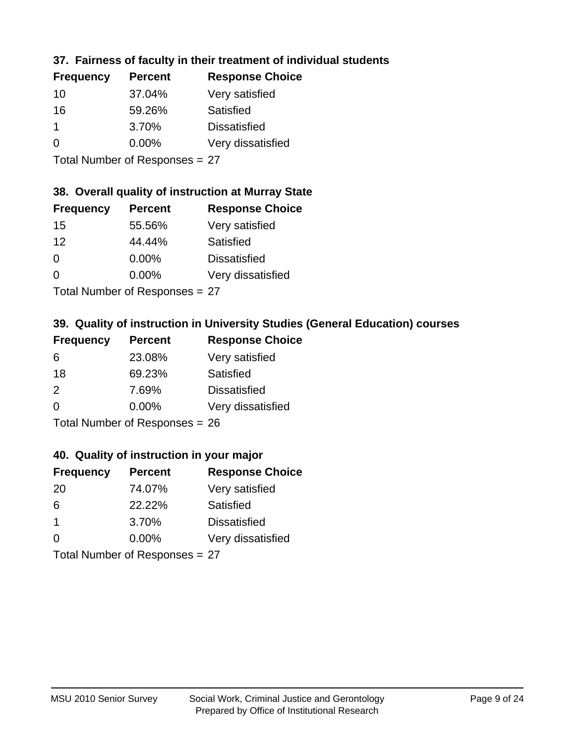### 37. Fairness of faculty in their treatment of individual students

| Frequency | Percent | Response Choice |
|---|---|---|
| 10 | 37.04% | Very satisfied |
| 16 | 59.26% | Satisfied |
| 1 | 3.70% | Dissatisfied |
| 0 | 0.00% | Very dissatisfied |

Total Number of Responses = 27

### 38. Overall quality of instruction at Murray State

| Frequency | Percent | Response Choice |
|---|---|---|
| 15 | 55.56% | Very satisfied |
| 12 | 44.44% | Satisfied |
| 0 | 0.00% | Dissatisfied |
| 0 | 0.00% | Very dissatisfied |

Total Number of Responses = 27

### 39. Quality of instruction in University Studies (General Education) courses

| Frequency | Percent | Response Choice |
|---|---|---|
| 6 | 23.08% | Very satisfied |
| 18 | 69.23% | Satisfied |
| 2 | 7.69% | Dissatisfied |
| 0 | 0.00% | Very dissatisfied |

Total Number of Responses = 26

### 40. Quality of instruction in your major

| Frequency | Percent | Response Choice |
|---|---|---|
| 20 | 74.07% | Very satisfied |
| 6 | 22.22% | Satisfied |
| 1 | 3.70% | Dissatisfied |
| 0 | 0.00% | Very dissatisfied |

Total Number of Responses = 27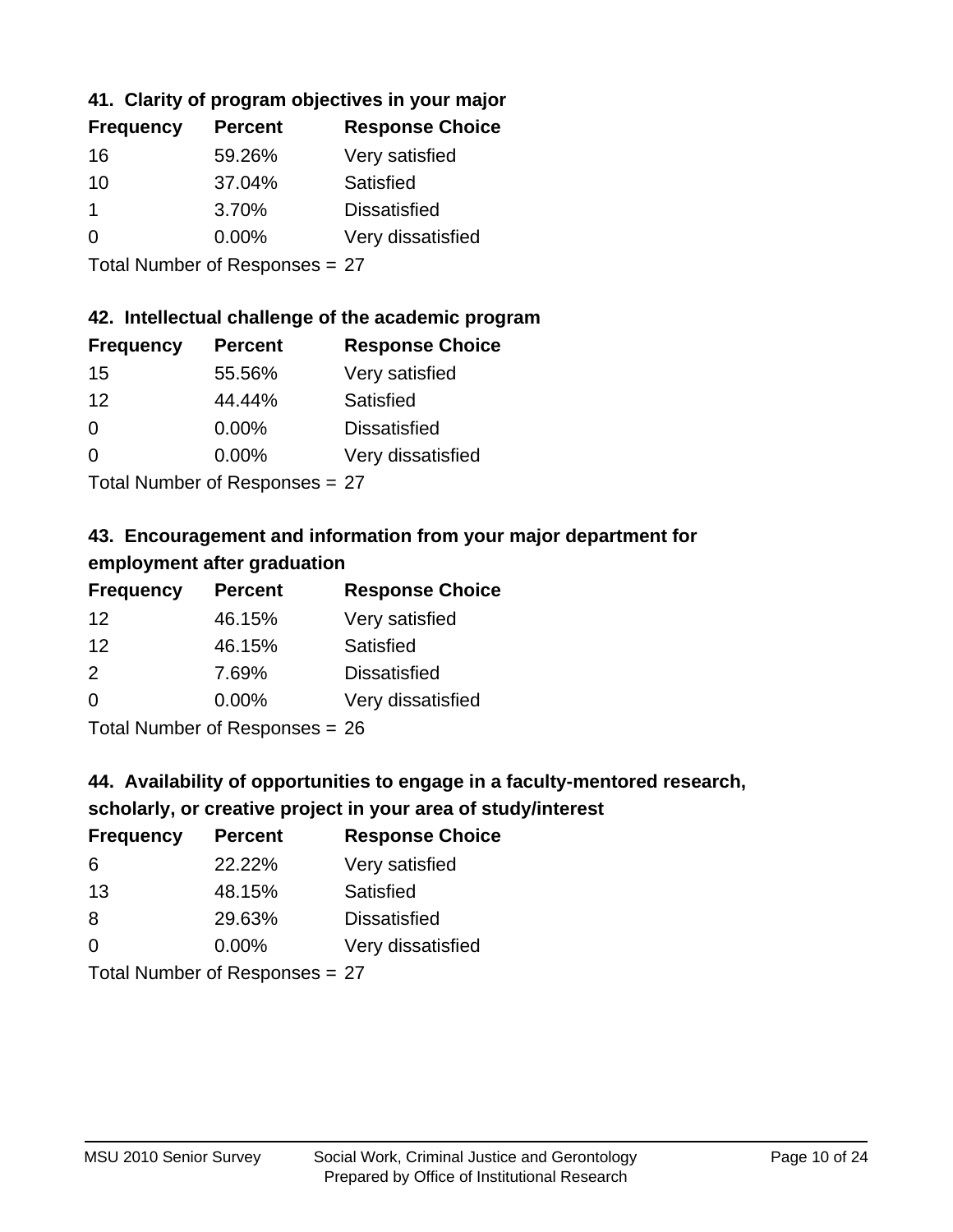### 41. Clarity of program objectives in your major

| Frequency | Percent | Response Choice |
|---|---|---|
| 16 | 59.26% | Very satisfied |
| 10 | 37.04% | Satisfied |
| 1 | 3.70% | Dissatisfied |
| 0 | 0.00% | Very dissatisfied |

Total Number of Responses = 27

### 42. Intellectual challenge of the academic program

| Frequency | Percent | Response Choice |
|---|---|---|
| 15 | 55.56% | Very satisfied |
| 12 | 44.44% | Satisfied |
| 0 | 0.00% | Dissatisfied |
| 0 | 0.00% | Very dissatisfied |

Total Number of Responses = 27

### 43. Encouragement and information from your major department for employment after graduation

| Frequency | Percent | Response Choice |
|---|---|---|
| 12 | 46.15% | Very satisfied |
| 12 | 46.15% | Satisfied |
| 2 | 7.69% | Dissatisfied |
| 0 | 0.00% | Very dissatisfied |

Total Number of Responses = 26

### 44. Availability of opportunities to engage in a faculty-mentored research, scholarly, or creative project in your area of study/interest

| Frequency | Percent | Response Choice |
|---|---|---|
| 6 | 22.22% | Very satisfied |
| 13 | 48.15% | Satisfied |
| 8 | 29.63% | Dissatisfied |
| 0 | 0.00% | Very dissatisfied |

Total Number of Responses = 27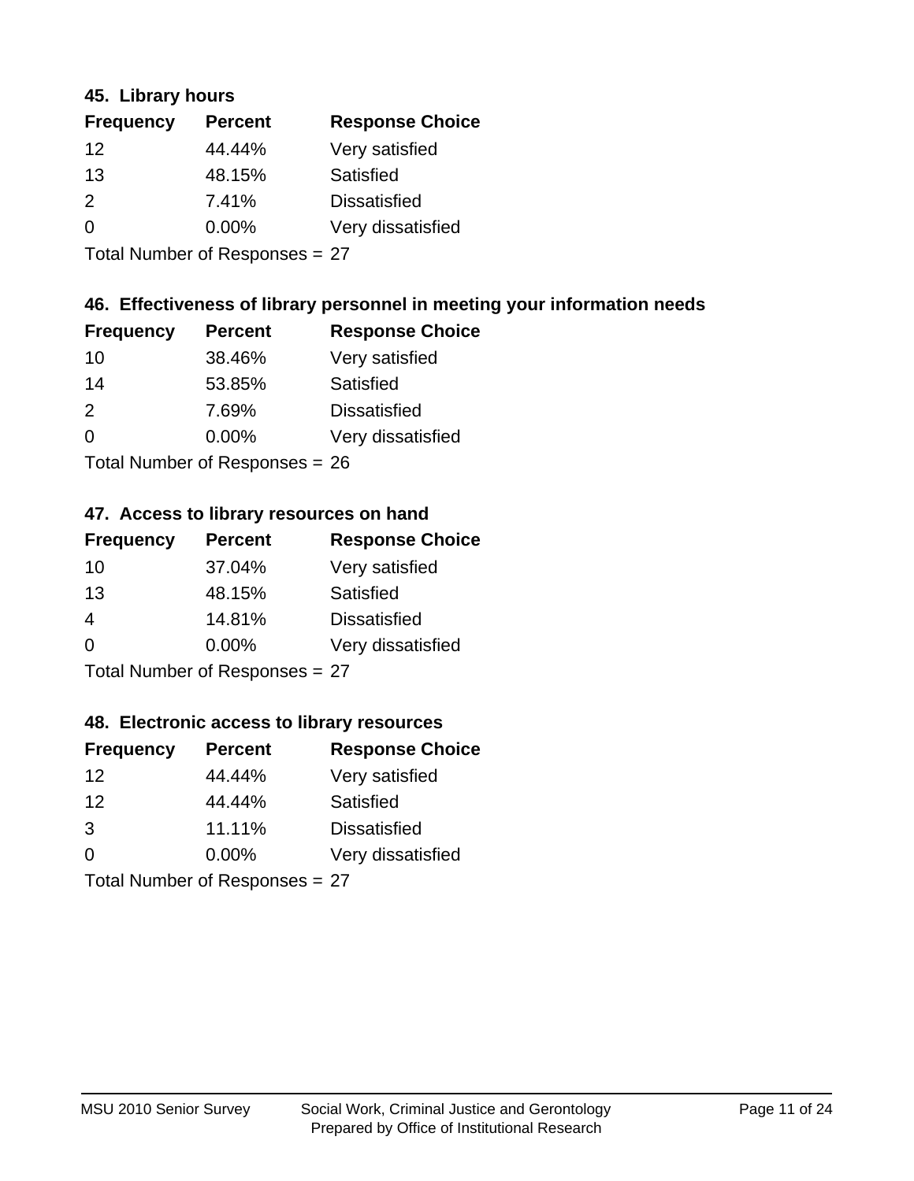### 45. Library hours

| Frequency | Percent | Response Choice |
|---|---|---|
| 12 | 44.44% | Very satisfied |
| 13 | 48.15% | Satisfied |
| 2 | 7.41% | Dissatisfied |
| 0 | 0.00% | Very dissatisfied |

Total Number of Responses = 27

### 46. Effectiveness of library personnel in meeting your information needs

| Frequency | Percent | Response Choice |
|---|---|---|
| 10 | 38.46% | Very satisfied |
| 14 | 53.85% | Satisfied |
| 2 | 7.69% | Dissatisfied |
| 0 | 0.00% | Very dissatisfied |

Total Number of Responses = 26

### 47. Access to library resources on hand

| Frequency | Percent | Response Choice |
|---|---|---|
| 10 | 37.04% | Very satisfied |
| 13 | 48.15% | Satisfied |
| 4 | 14.81% | Dissatisfied |
| 0 | 0.00% | Very dissatisfied |

Total Number of Responses = 27

### 48. Electronic access to library resources

| Frequency | Percent | Response Choice |
|---|---|---|
| 12 | 44.44% | Very satisfied |
| 12 | 44.44% | Satisfied |
| 3 | 11.11% | Dissatisfied |
| 0 | 0.00% | Very dissatisfied |

Total Number of Responses = 27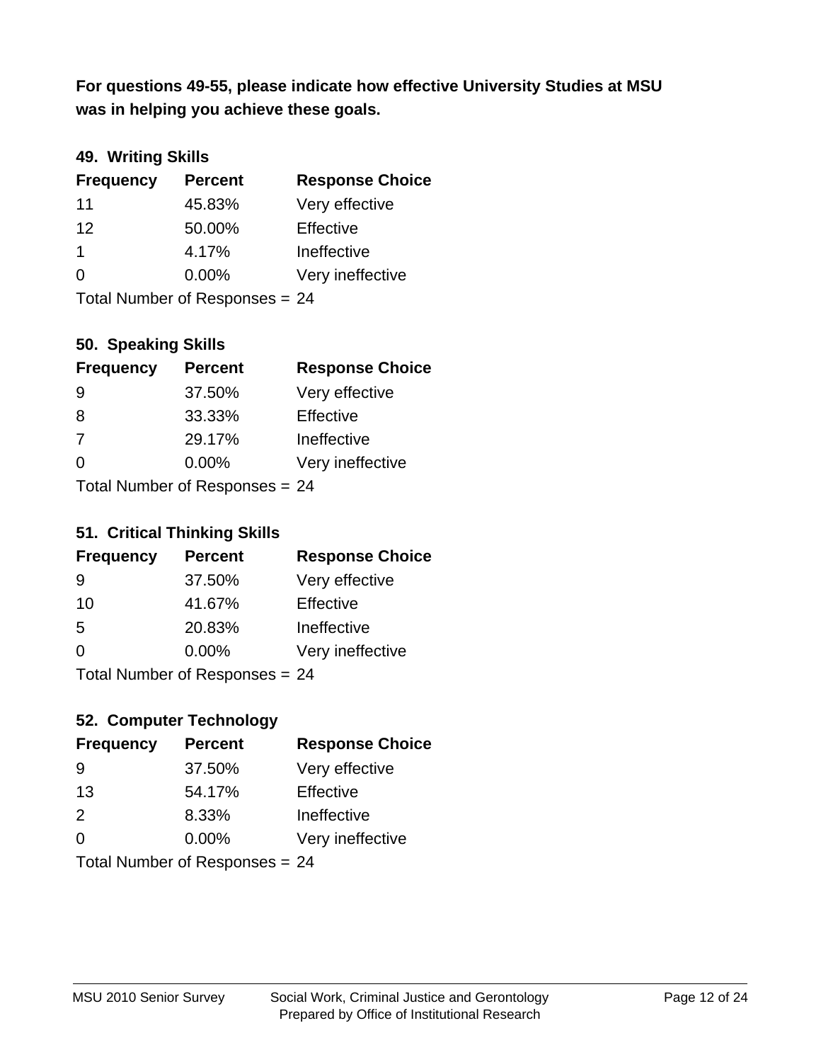**For questions 49-55, please indicate how effective University Studies at MSU was in helping you achieve these goals.**

### 49. Writing Skills

| Frequency | Percent | Response Choice |
|---|---|---|
| 11 | 45.83% | Very effective |
| 12 | 50.00% | Effective |
| 1 | 4.17% | Ineffective |
| 0 | 0.00% | Very ineffective |

Total Number of Responses = 24

### 50. Speaking Skills

| Frequency | Percent | Response Choice |
|---|---|---|
| 9 | 37.50% | Very effective |
| 8 | 33.33% | Effective |
| 7 | 29.17% | Ineffective |
| 0 | 0.00% | Very ineffective |

Total Number of Responses = 24

### 51. Critical Thinking Skills

| Frequency | Percent | Response Choice |
|---|---|---|
| 9 | 37.50% | Very effective |
| 10 | 41.67% | Effective |
| 5 | 20.83% | Ineffective |
| 0 | 0.00% | Very ineffective |

Total Number of Responses = 24

### 52. Computer Technology

| Frequency | Percent | Response Choice |
|---|---|---|
| 9 | 37.50% | Very effective |
| 13 | 54.17% | Effective |
| 2 | 8.33% | Ineffective |
| 0 | 0.00% | Very ineffective |

Total Number of Responses = 24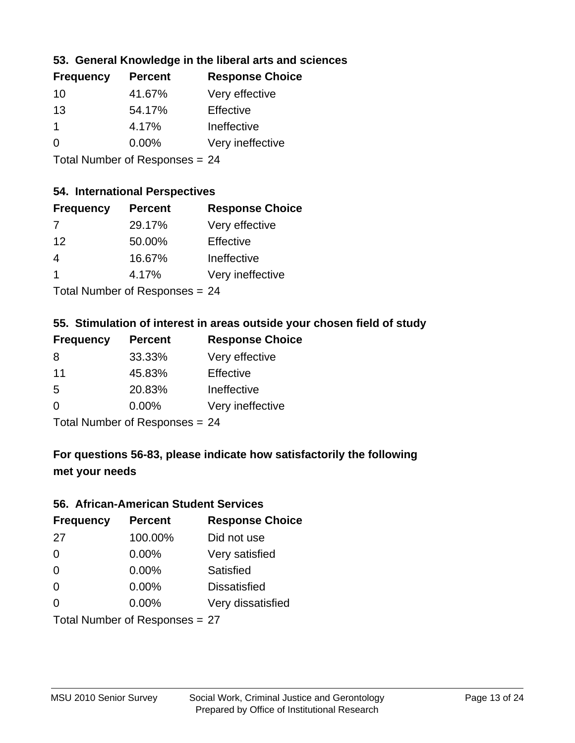### 53. General Knowledge in the liberal arts and sciences

| Frequency | Percent | Response Choice |
|---|---|---|
| 10 | 41.67% | Very effective |
| 13 | 54.17% | Effective |
| 1 | 4.17% | Ineffective |
| 0 | 0.00% | Very ineffective |

Total Number of Responses = 24

### 54. International Perspectives

| Frequency | Percent | Response Choice |
|---|---|---|
| 7 | 29.17% | Very effective |
| 12 | 50.00% | Effective |
| 4 | 16.67% | Ineffective |
| 1 | 4.17% | Very ineffective |

Total Number of Responses = 24

### 55. Stimulation of interest in areas outside your chosen field of study

| Frequency | Percent | Response Choice |
|---|---|---|
| 8 | 33.33% | Very effective |
| 11 | 45.83% | Effective |
| 5 | 20.83% | Ineffective |
| 0 | 0.00% | Very ineffective |

Total Number of Responses = 24

### For questions 56-83, please indicate how satisfactorily the following met your needs

### 56. African-American Student Services

| Frequency | Percent | Response Choice |
|---|---|---|
| 27 | 100.00% | Did not use |
| 0 | 0.00% | Very satisfied |
| 0 | 0.00% | Satisfied |
| 0 | 0.00% | Dissatisfied |
| 0 | 0.00% | Very dissatisfied |

Total Number of Responses = 27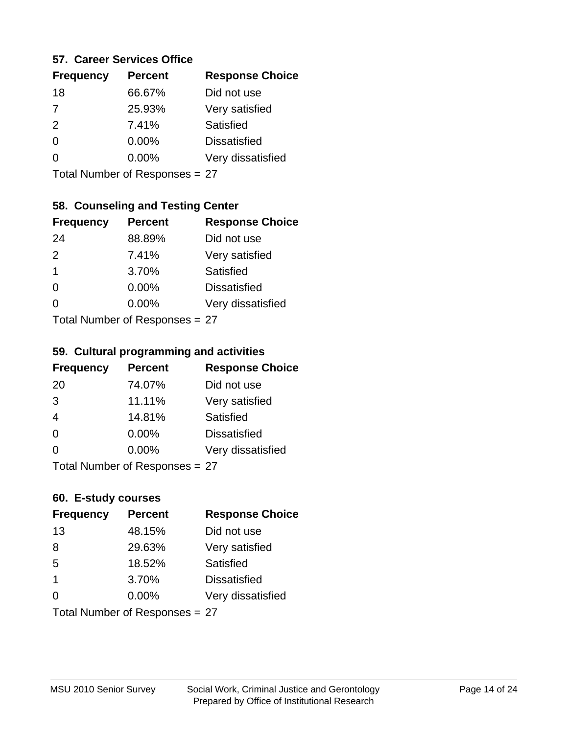### 57. Career Services Office

| Frequency | Percent | Response Choice |
|---|---|---|
| 18 | 66.67% | Did not use |
| 7 | 25.93% | Very satisfied |
| 2 | 7.41% | Satisfied |
| 0 | 0.00% | Dissatisfied |
| 0 | 0.00% | Very dissatisfied |

Total Number of Responses = 27

### 58. Counseling and Testing Center

| Frequency | Percent | Response Choice |
|---|---|---|
| 24 | 88.89% | Did not use |
| 2 | 7.41% | Very satisfied |
| 1 | 3.70% | Satisfied |
| 0 | 0.00% | Dissatisfied |
| 0 | 0.00% | Very dissatisfied |

Total Number of Responses = 27

### 59. Cultural programming and activities

| Frequency | Percent | Response Choice |
|---|---|---|
| 20 | 74.07% | Did not use |
| 3 | 11.11% | Very satisfied |
| 4 | 14.81% | Satisfied |
| 0 | 0.00% | Dissatisfied |
| 0 | 0.00% | Very dissatisfied |

Total Number of Responses = 27

### 60. E-study courses

| Frequency | Percent | Response Choice |
|---|---|---|
| 13 | 48.15% | Did not use |
| 8 | 29.63% | Very satisfied |
| 5 | 18.52% | Satisfied |
| 1 | 3.70% | Dissatisfied |
| 0 | 0.00% | Very dissatisfied |

Total Number of Responses = 27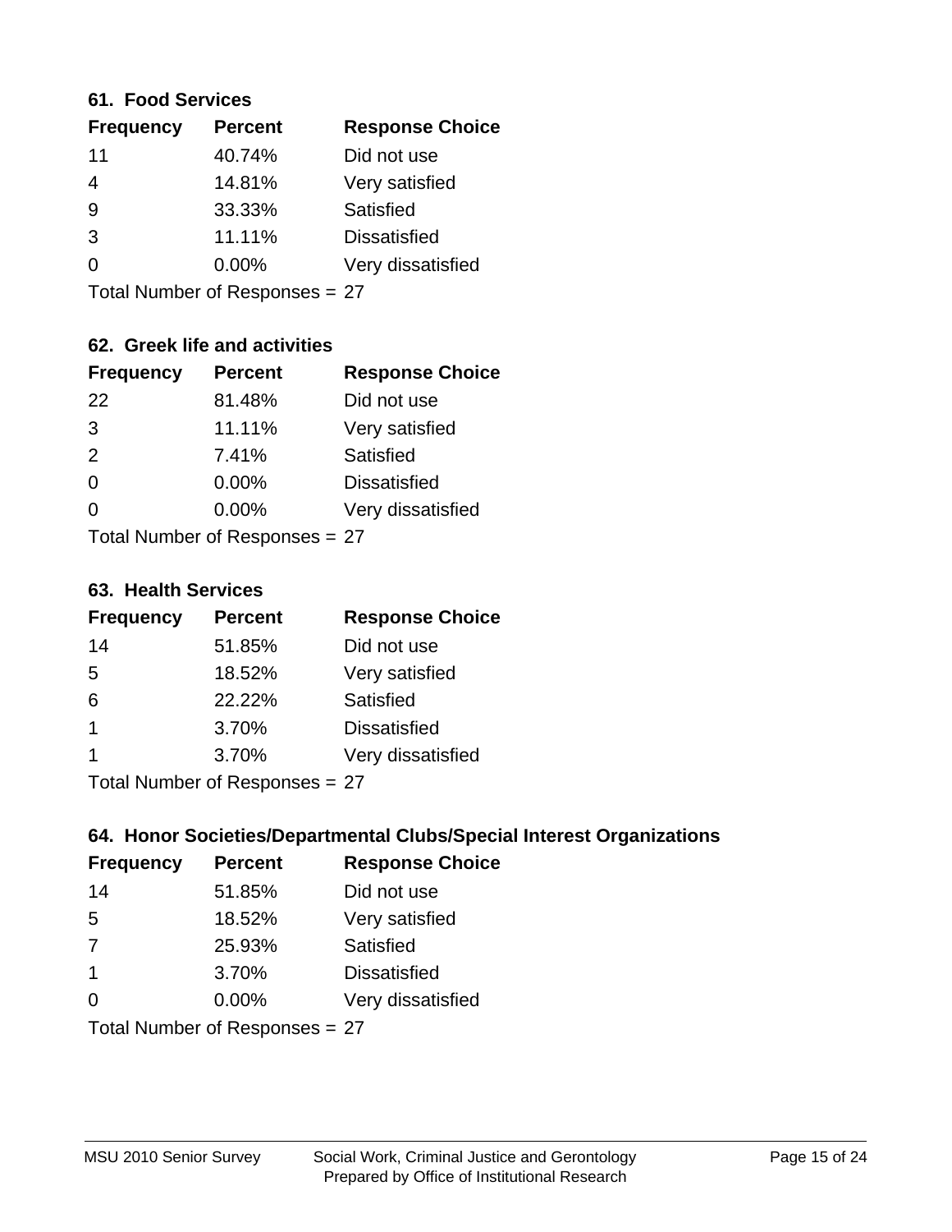### 61. Food Services

| Frequency | Percent | Response Choice |
|---|---|---|
| 11 | 40.74% | Did not use |
| 4 | 14.81% | Very satisfied |
| 9 | 33.33% | Satisfied |
| 3 | 11.11% | Dissatisfied |
| 0 | 0.00% | Very dissatisfied |

Total Number of Responses = 27

### 62. Greek life and activities

| Frequency | Percent | Response Choice |
|---|---|---|
| 22 | 81.48% | Did not use |
| 3 | 11.11% | Very satisfied |
| 2 | 7.41% | Satisfied |
| 0 | 0.00% | Dissatisfied |
| 0 | 0.00% | Very dissatisfied |

Total Number of Responses = 27

### 63. Health Services

| Frequency | Percent | Response Choice |
|---|---|---|
| 14 | 51.85% | Did not use |
| 5 | 18.52% | Very satisfied |
| 6 | 22.22% | Satisfied |
| 1 | 3.70% | Dissatisfied |
| 1 | 3.70% | Very dissatisfied |

Total Number of Responses = 27

### 64. Honor Societies/Departmental Clubs/Special Interest Organizations

| Frequency | Percent | Response Choice |
|---|---|---|
| 14 | 51.85% | Did not use |
| 5 | 18.52% | Very satisfied |
| 7 | 25.93% | Satisfied |
| 1 | 3.70% | Dissatisfied |
| 0 | 0.00% | Very dissatisfied |

Total Number of Responses = 27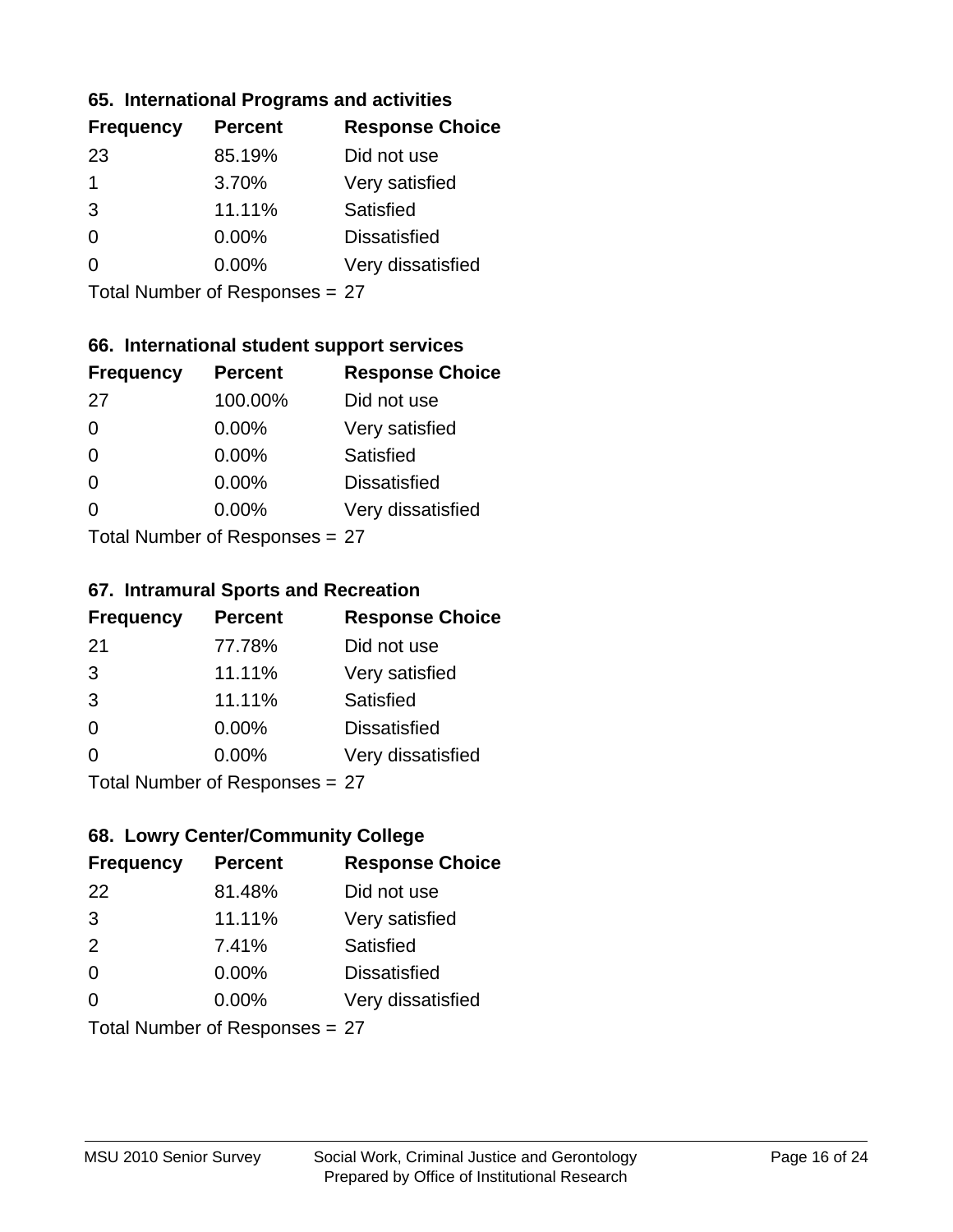### 65. International Programs and activities

| Frequency | Percent | Response Choice |
|---|---|---|
| 23 | 85.19% | Did not use |
| 1 | 3.70% | Very satisfied |
| 3 | 11.11% | Satisfied |
| 0 | 0.00% | Dissatisfied |
| 0 | 0.00% | Very dissatisfied |

Total Number of Responses = 27

### 66. International student support services

| Frequency | Percent | Response Choice |
|---|---|---|
| 27 | 100.00% | Did not use |
| 0 | 0.00% | Very satisfied |
| 0 | 0.00% | Satisfied |
| 0 | 0.00% | Dissatisfied |
| 0 | 0.00% | Very dissatisfied |

Total Number of Responses = 27

### 67. Intramural Sports and Recreation

| Frequency | Percent | Response Choice |
|---|---|---|
| 21 | 77.78% | Did not use |
| 3 | 11.11% | Very satisfied |
| 3 | 11.11% | Satisfied |
| 0 | 0.00% | Dissatisfied |
| 0 | 0.00% | Very dissatisfied |

Total Number of Responses = 27

### 68. Lowry Center/Community College

| Frequency | Percent | Response Choice |
|---|---|---|
| 22 | 81.48% | Did not use |
| 3 | 11.11% | Very satisfied |
| 2 | 7.41% | Satisfied |
| 0 | 0.00% | Dissatisfied |
| 0 | 0.00% | Very dissatisfied |

Total Number of Responses = 27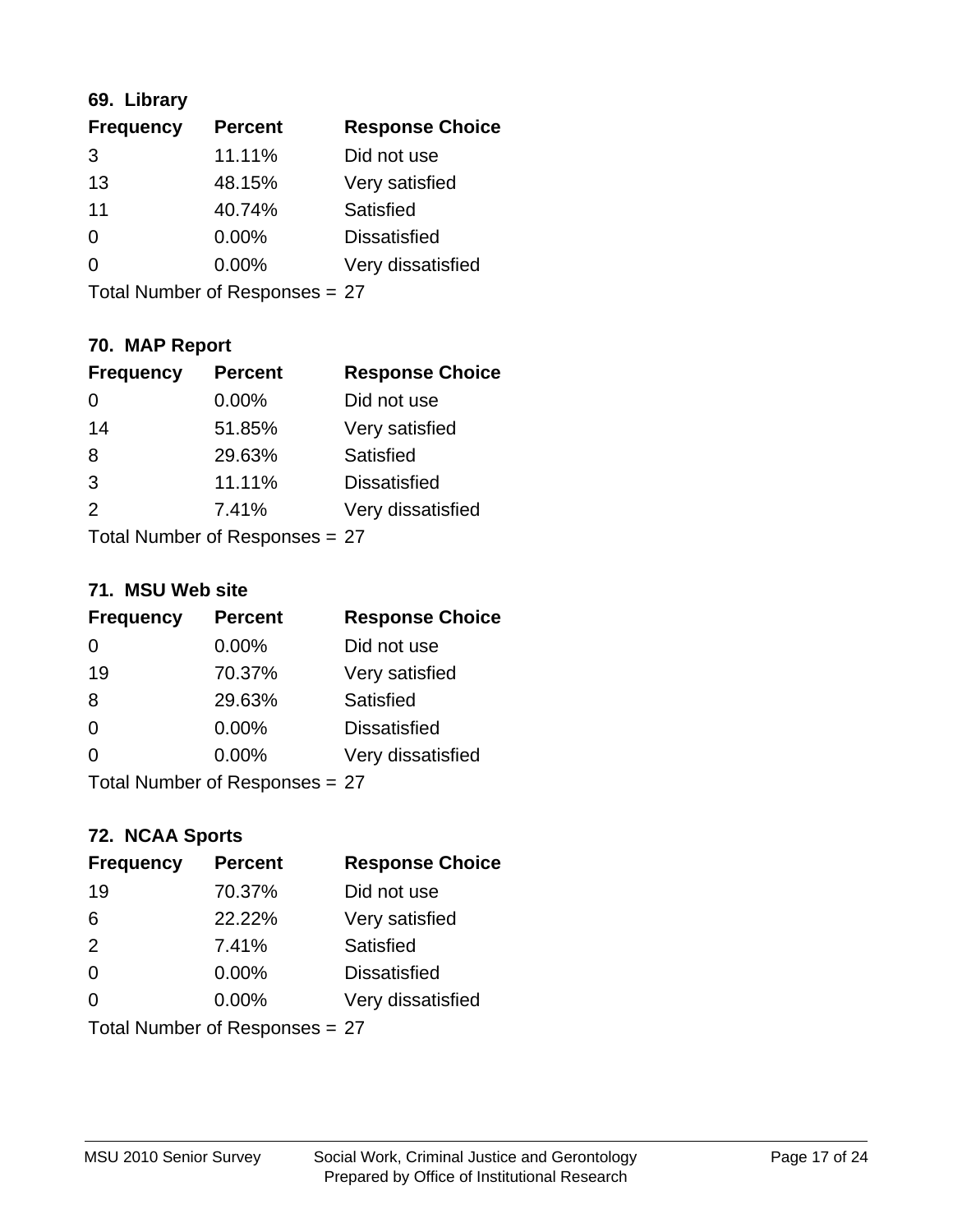### 69. Library

| Frequency | Percent | Response Choice |
|---|---|---|
| 3 | 11.11% | Did not use |
| 13 | 48.15% | Very satisfied |
| 11 | 40.74% | Satisfied |
| 0 | 0.00% | Dissatisfied |
| 0 | 0.00% | Very dissatisfied |

Total Number of Responses = 27

### 70. MAP Report

| Frequency | Percent | Response Choice |
|---|---|---|
| 0 | 0.00% | Did not use |
| 14 | 51.85% | Very satisfied |
| 8 | 29.63% | Satisfied |
| 3 | 11.11% | Dissatisfied |
| 2 | 7.41% | Very dissatisfied |

Total Number of Responses = 27

### 71. MSU Web site

| Frequency | Percent | Response Choice |
|---|---|---|
| 0 | 0.00% | Did not use |
| 19 | 70.37% | Very satisfied |
| 8 | 29.63% | Satisfied |
| 0 | 0.00% | Dissatisfied |
| 0 | 0.00% | Very dissatisfied |

Total Number of Responses = 27

### 72. NCAA Sports

| Frequency | Percent | Response Choice |
|---|---|---|
| 19 | 70.37% | Did not use |
| 6 | 22.22% | Very satisfied |
| 2 | 7.41% | Satisfied |
| 0 | 0.00% | Dissatisfied |
| 0 | 0.00% | Very dissatisfied |

Total Number of Responses = 27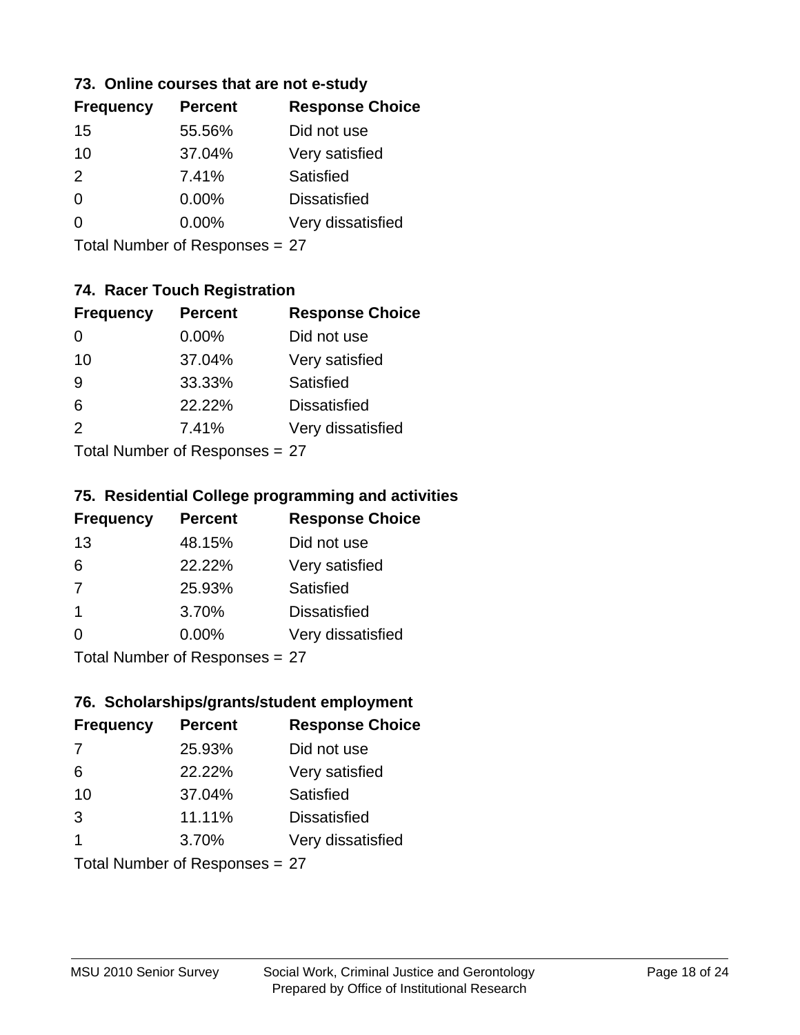### 73. Online courses that are not e-study

| Frequency | Percent | Response Choice |
|---|---|---|
| 15 | 55.56% | Did not use |
| 10 | 37.04% | Very satisfied |
| 2 | 7.41% | Satisfied |
| 0 | 0.00% | Dissatisfied |
| 0 | 0.00% | Very dissatisfied |

Total Number of Responses = 27

### 74. Racer Touch Registration

| Frequency | Percent | Response Choice |
|---|---|---|
| 0 | 0.00% | Did not use |
| 10 | 37.04% | Very satisfied |
| 9 | 33.33% | Satisfied |
| 6 | 22.22% | Dissatisfied |
| 2 | 7.41% | Very dissatisfied |

Total Number of Responses = 27

### 75. Residential College programming and activities

| Frequency | Percent | Response Choice |
|---|---|---|
| 13 | 48.15% | Did not use |
| 6 | 22.22% | Very satisfied |
| 7 | 25.93% | Satisfied |
| 1 | 3.70% | Dissatisfied |
| 0 | 0.00% | Very dissatisfied |

Total Number of Responses = 27

### 76. Scholarships/grants/student employment

| Frequency | Percent | Response Choice |
|---|---|---|
| 7 | 25.93% | Did not use |
| 6 | 22.22% | Very satisfied |
| 10 | 37.04% | Satisfied |
| 3 | 11.11% | Dissatisfied |
| 1 | 3.70% | Very dissatisfied |

Total Number of Responses = 27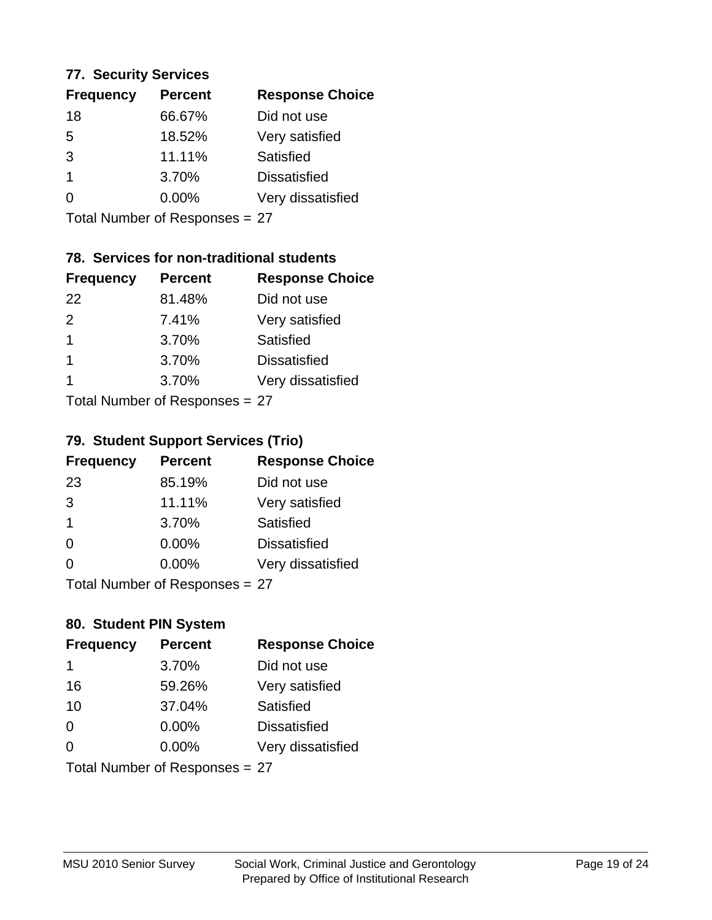### 77. Security Services

| Frequency | Percent | Response Choice |
|---|---|---|
| 18 | 66.67% | Did not use |
| 5 | 18.52% | Very satisfied |
| 3 | 11.11% | Satisfied |
| 1 | 3.70% | Dissatisfied |
| 0 | 0.00% | Very dissatisfied |

Total Number of Responses = 27

### 78. Services for non-traditional students

| Frequency | Percent | Response Choice |
|---|---|---|
| 22 | 81.48% | Did not use |
| 2 | 7.41% | Very satisfied |
| 1 | 3.70% | Satisfied |
| 1 | 3.70% | Dissatisfied |
| 1 | 3.70% | Very dissatisfied |

Total Number of Responses = 27

### 79. Student Support Services (Trio)

| Frequency | Percent | Response Choice |
|---|---|---|
| 23 | 85.19% | Did not use |
| 3 | 11.11% | Very satisfied |
| 1 | 3.70% | Satisfied |
| 0 | 0.00% | Dissatisfied |
| 0 | 0.00% | Very dissatisfied |

Total Number of Responses = 27

### 80. Student PIN System

| Frequency | Percent | Response Choice |
|---|---|---|
| 1 | 3.70% | Did not use |
| 16 | 59.26% | Very satisfied |
| 10 | 37.04% | Satisfied |
| 0 | 0.00% | Dissatisfied |
| 0 | 0.00% | Very dissatisfied |

Total Number of Responses = 27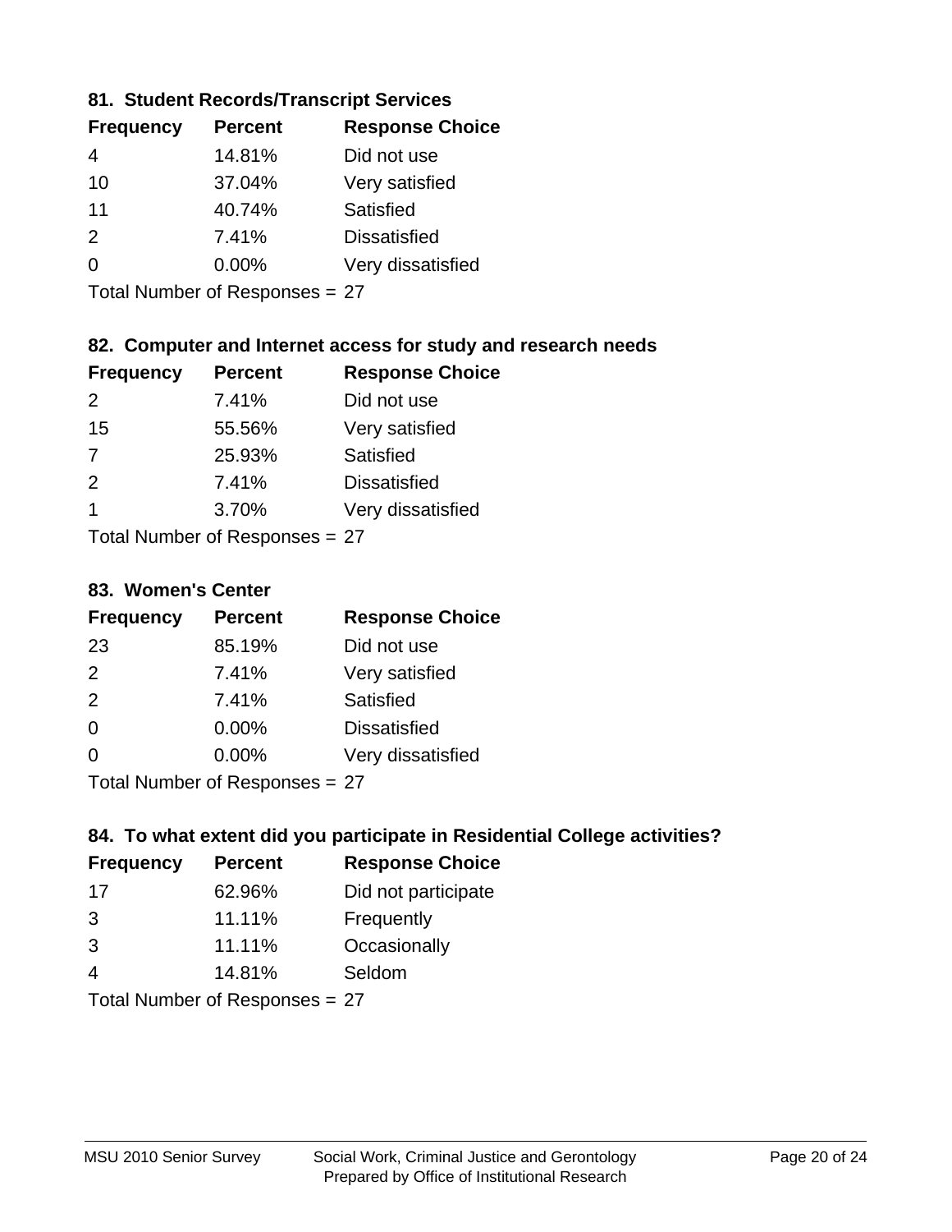### 81. Student Records/Transcript Services

| Frequency | Percent | Response Choice |
|---|---|---|
| 4 | 14.81% | Did not use |
| 10 | 37.04% | Very satisfied |
| 11 | 40.74% | Satisfied |
| 2 | 7.41% | Dissatisfied |
| 0 | 0.00% | Very dissatisfied |

Total Number of Responses = 27

### 82. Computer and Internet access for study and research needs

| Frequency | Percent | Response Choice |
|---|---|---|
| 2 | 7.41% | Did not use |
| 15 | 55.56% | Very satisfied |
| 7 | 25.93% | Satisfied |
| 2 | 7.41% | Dissatisfied |
| 1 | 3.70% | Very dissatisfied |

Total Number of Responses = 27

### 83. Women's Center

| Frequency | Percent | Response Choice |
|---|---|---|
| 23 | 85.19% | Did not use |
| 2 | 7.41% | Very satisfied |
| 2 | 7.41% | Satisfied |
| 0 | 0.00% | Dissatisfied |
| 0 | 0.00% | Very dissatisfied |

Total Number of Responses = 27

### 84. To what extent did you participate in Residential College activities?

| Frequency | Percent | Response Choice |
|---|---|---|
| 17 | 62.96% | Did not participate |
| 3 | 11.11% | Frequently |
| 3 | 11.11% | Occasionally |
| 4 | 14.81% | Seldom |

Total Number of Responses = 27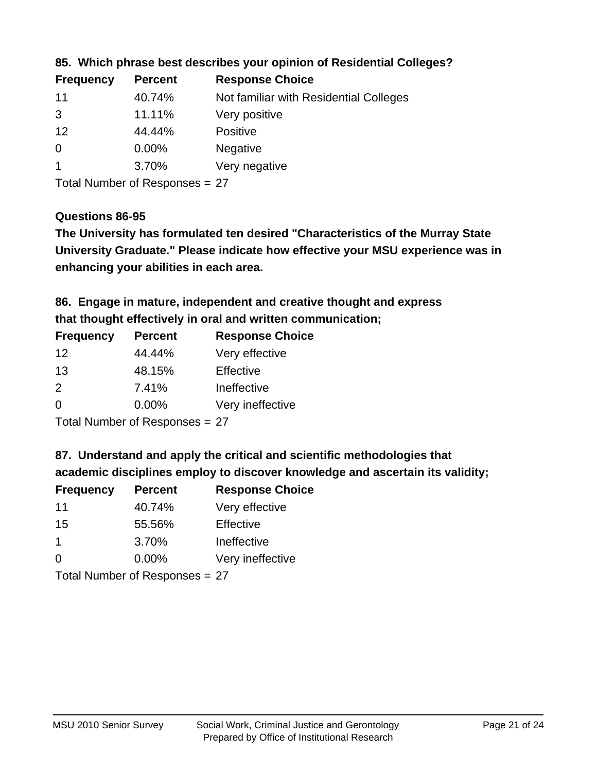**85. Which phrase best describes your opinion of Residential Colleges?**

| Frequency | Percent | Response Choice |
|---|---|---|
| 11 | 40.74% | Not familiar with Residential Colleges |
| 3 | 11.11% | Very positive |
| 12 | 44.44% | Positive |
| 0 | 0.00% | Negative |
| 1 | 3.70% | Very negative |

Total Number of Responses = 27

**Questions 86-95**

**The University has formulated ten desired "Characteristics of the Murray State University Graduate." Please indicate how effective your MSU experience was in enhancing your abilities in each area.**

**86. Engage in mature, independent and creative thought and express that thought effectively in oral and written communication;**

| Frequency | Percent | Response Choice |
|---|---|---|
| 12 | 44.44% | Very effective |
| 13 | 48.15% | Effective |
| 2 | 7.41% | Ineffective |
| 0 | 0.00% | Very ineffective |

Total Number of Responses = 27

**87. Understand and apply the critical and scientific methodologies that academic disciplines employ to discover knowledge and ascertain its validity;**

| Frequency | Percent | Response Choice |
|---|---|---|
| 11 | 40.74% | Very effective |
| 15 | 55.56% | Effective |
| 1 | 3.70% | Ineffective |
| 0 | 0.00% | Very ineffective |

Total Number of Responses = 27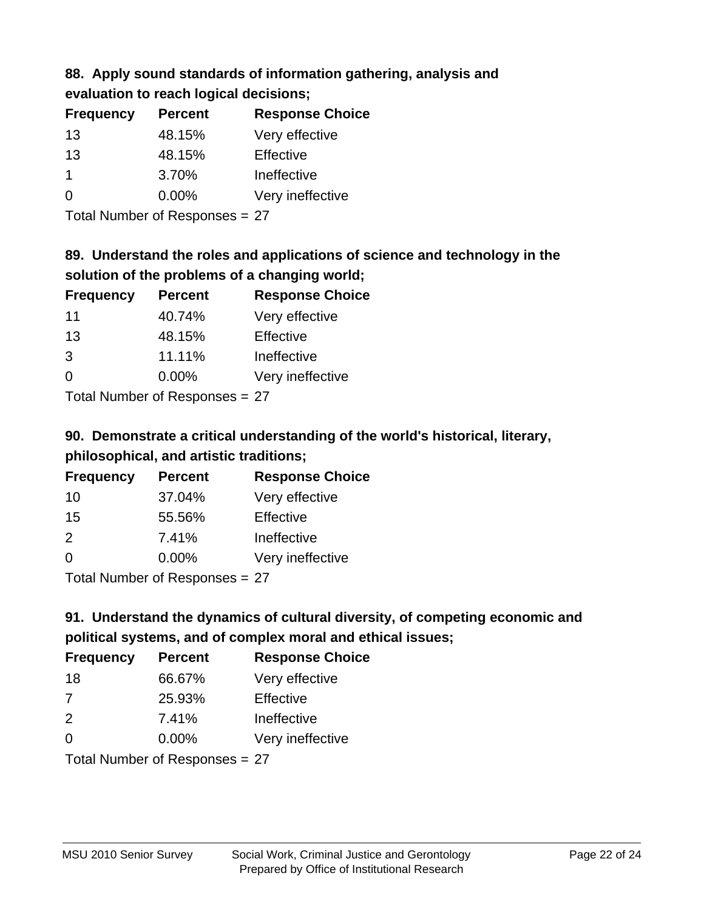### 88. Apply sound standards of information gathering, analysis and evaluation to reach logical decisions;

| Frequency | Percent | Response Choice |
| --- | --- | --- |
| 13 | 48.15% | Very effective |
| 13 | 48.15% | Effective |
| 1 | 3.70% | Ineffective |
| 0 | 0.00% | Very ineffective |

Total Number of Responses = 27

### 89. Understand the roles and applications of science and technology in the solution of the problems of a changing world;

| Frequency | Percent | Response Choice |
| --- | --- | --- |
| 11 | 40.74% | Very effective |
| 13 | 48.15% | Effective |
| 3 | 11.11% | Ineffective |
| 0 | 0.00% | Very ineffective |

Total Number of Responses = 27

### 90. Demonstrate a critical understanding of the world's historical, literary, philosophical, and artistic traditions;

| Frequency | Percent | Response Choice |
| --- | --- | --- |
| 10 | 37.04% | Very effective |
| 15 | 55.56% | Effective |
| 2 | 7.41% | Ineffective |
| 0 | 0.00% | Very ineffective |

Total Number of Responses = 27

### 91. Understand the dynamics of cultural diversity, of competing economic and political systems, and of complex moral and ethical issues;

| Frequency | Percent | Response Choice |
| --- | --- | --- |
| 18 | 66.67% | Very effective |
| 7 | 25.93% | Effective |
| 2 | 7.41% | Ineffective |
| 0 | 0.00% | Very ineffective |

Total Number of Responses = 27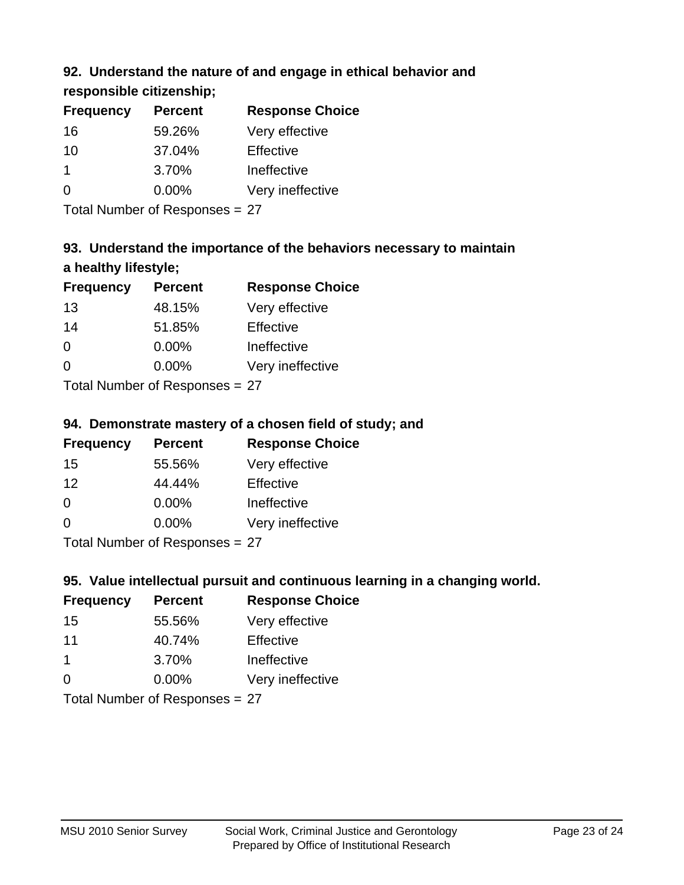### 92. Understand the nature of and engage in ethical behavior and responsible citizenship;

| Frequency | Percent | Response Choice |
|---|---|---|
| 16 | 59.26% | Very effective |
| 10 | 37.04% | Effective |
| 1 | 3.70% | Ineffective |
| 0 | 0.00% | Very ineffective |

Total Number of Responses = 27

### 93. Understand the importance of the behaviors necessary to maintain a healthy lifestyle;

| Frequency | Percent | Response Choice |
|---|---|---|
| 13 | 48.15% | Very effective |
| 14 | 51.85% | Effective |
| 0 | 0.00% | Ineffective |
| 0 | 0.00% | Very ineffective |

Total Number of Responses = 27

### 94. Demonstrate mastery of a chosen field of study; and

| Frequency | Percent | Response Choice |
|---|---|---|
| 15 | 55.56% | Very effective |
| 12 | 44.44% | Effective |
| 0 | 0.00% | Ineffective |
| 0 | 0.00% | Very ineffective |

Total Number of Responses = 27

### 95. Value intellectual pursuit and continuous learning in a changing world.

| Frequency | Percent | Response Choice |
|---|---|---|
| 15 | 55.56% | Very effective |
| 11 | 40.74% | Effective |
| 1 | 3.70% | Ineffective |
| 0 | 0.00% | Very ineffective |

Total Number of Responses = 27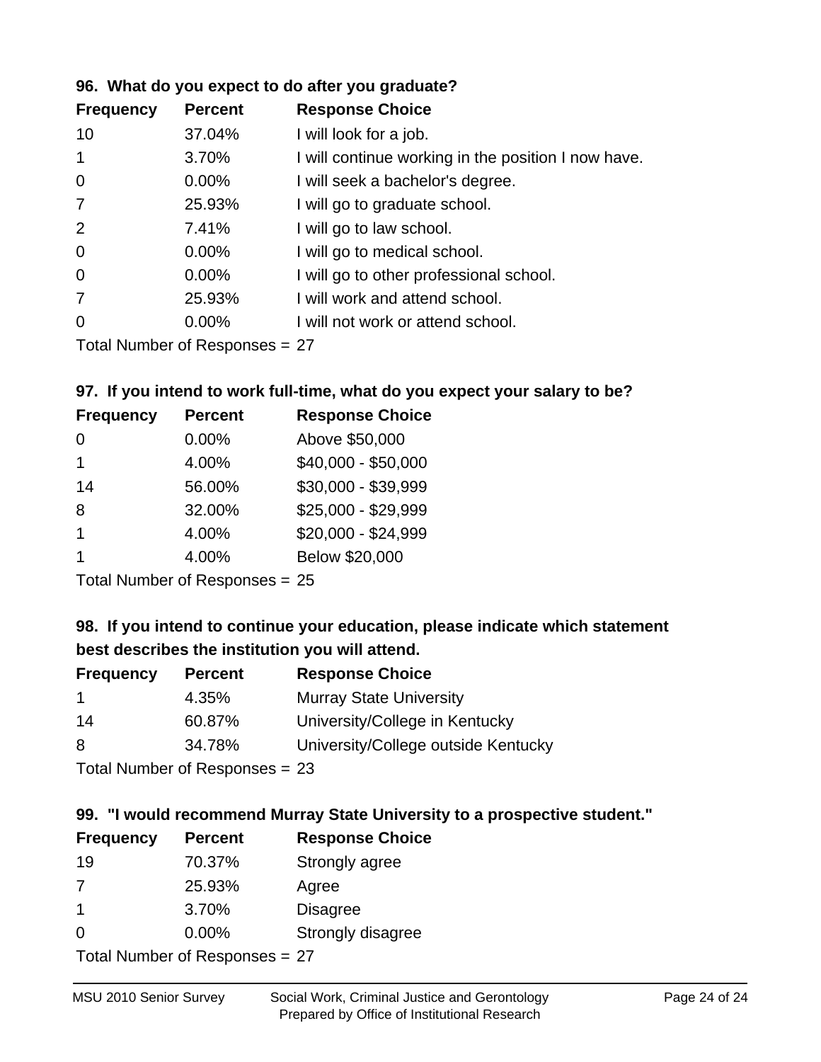### 96. What do you expect to do after you graduate?

| Frequency | Percent | Response Choice |
|---|---|---|
| 10 | 37.04% | I will look for a job. |
| 1 | 3.70% | I will continue working in the position I now have. |
| 0 | 0.00% | I will seek a bachelor's degree. |
| 7 | 25.93% | I will go to graduate school. |
| 2 | 7.41% | I will go to law school. |
| 0 | 0.00% | I will go to medical school. |
| 0 | 0.00% | I will go to other professional school. |
| 7 | 25.93% | I will work and attend school. |
| 0 | 0.00% | I will not work or attend school. |

Total Number of Responses = 27

### 97. If you intend to work full-time, what do you expect your salary to be?

| Frequency | Percent | Response Choice |
|---|---|---|
| 0 | 0.00% | Above $50,000 |
| 1 | 4.00% | $40,000 - $50,000 |
| 14 | 56.00% | $30,000 - $39,999 |
| 8 | 32.00% | $25,000 - $29,999 |
| 1 | 4.00% | $20,000 - $24,999 |
| 1 | 4.00% | Below $20,000 |

Total Number of Responses = 25

### 98. If you intend to continue your education, please indicate which statement best describes the institution you will attend.

| Frequency | Percent | Response Choice |
|---|---|---|
| 1 | 4.35% | Murray State University |
| 14 | 60.87% | University/College in Kentucky |
| 8 | 34.78% | University/College outside Kentucky |

Total Number of Responses = 23

### 99. "I would recommend Murray State University to a prospective student."

| Frequency | Percent | Response Choice |
|---|---|---|
| 19 | 70.37% | Strongly agree |
| 7 | 25.93% | Agree |
| 1 | 3.70% | Disagree |
| 0 | 0.00% | Strongly disagree |

Total Number of Responses = 27